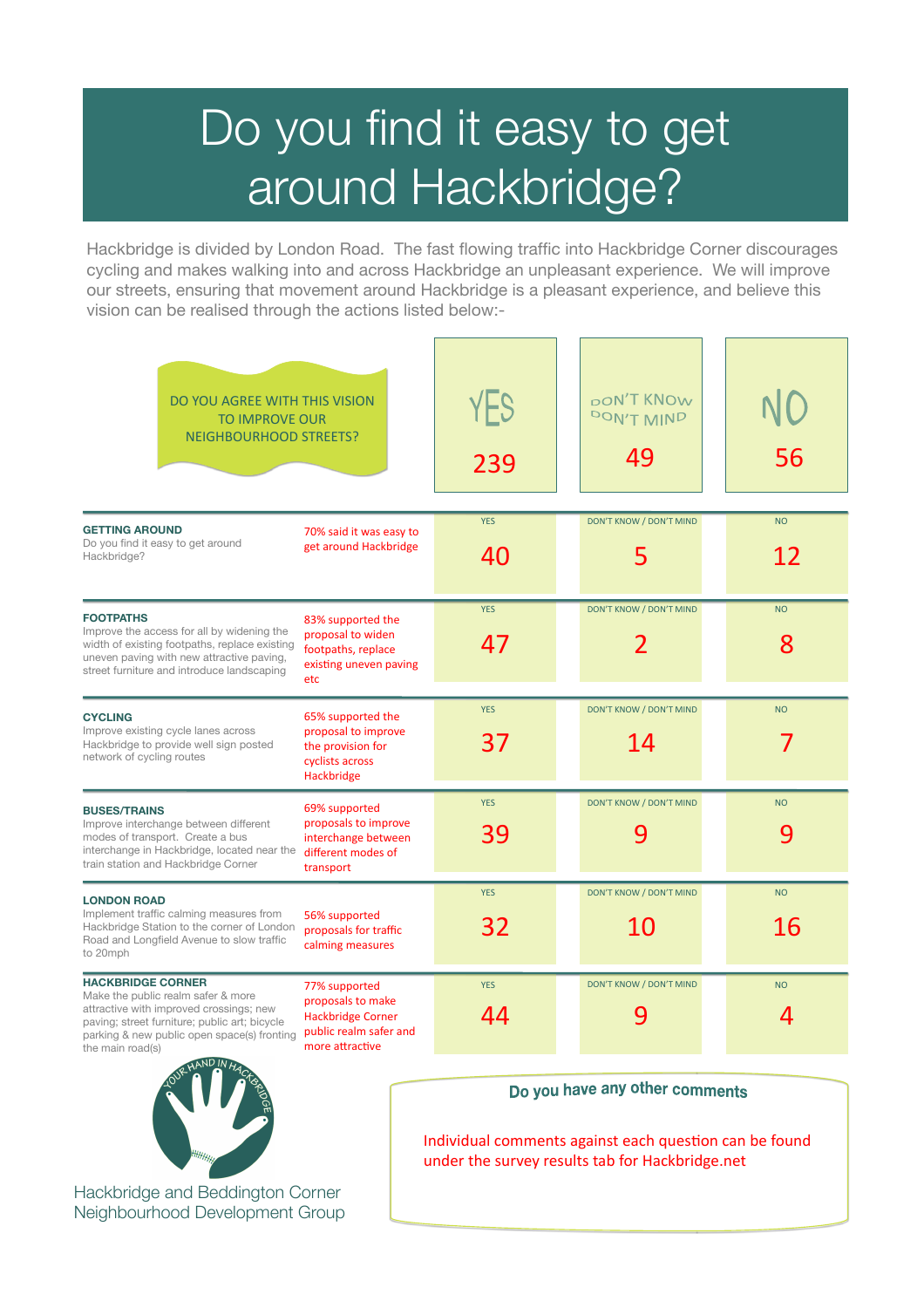# Do you find it easy to get around Hackbridge?

Hackbridge is divided by London Road. The fast flowing traffic into Hackbridge Corner discourages cycling and makes walking into and across Hackbridge an unpleasant experience. We will improve our streets, ensuring that movement around Hackbridge is a pleasant experience, and believe this vision can be realised through the actions listed below:-

| DO YOU AGREE WITH THIS VISION TO IMPROVE OUR NEIGHBOURHOOD STREETS? | | YES | DON'T KNOW DON'T MIND | NO |
|---|---|---|---|---|
| | | 239 | 49 | 56 |
| **GETTING AROUND** Do you find it easy to get around Hackbridge? | 70% said it was easy to get around Hackbridge | 40 | 5 | 12 |
| **FOOTPATHS** Improve the access for all by widening the width of existing footpaths, replace existing uneven paving with new attractive paving, street furniture and introduce landscaping | 83% supported the proposal to widen footpaths, replace existing uneven paving etc | 47 | 2 | 8 |
| **CYCLING** Improve existing cycle lanes across Hackbridge to provide well sign posted network of cycling routes | 65% supported the proposal to improve the provision for cyclists across Hackbridge | 37 | 14 | 7 |
| **BUSES/TRAINS** Improve interchange between different modes of transport. Create a bus interchange in Hackbridge, located near the train station and Hackbridge Corner | 69% supported proposals to improve interchange between different modes of transport | 39 | 9 | 9 |
| **LONDON ROAD** Implement traffic calming measures from Hackbridge Station to the corner of London Road and Longfield Avenue to slow traffic to 20mph | 56% supported proposals for traffic calming measures | 32 | 10 | 16 |
| **HACKBRIDGE CORNER** Make the public realm safer & more attractive with improved crossings; new paving; street furniture; public art; bicycle parking & new public open space(s) fronting the main road(s) | 77% supported proposals to make Hackbridge Corner public realm safer and more attractive | 44 | 9 | 4 |

YOUR HAND IN HACKBRIDGE

Hackbridge and Beddington Corner Neighbourhood Development Group

**Do you have any other comments**

Individual comments against each question can be found under the survey results tab for Hackbridge.net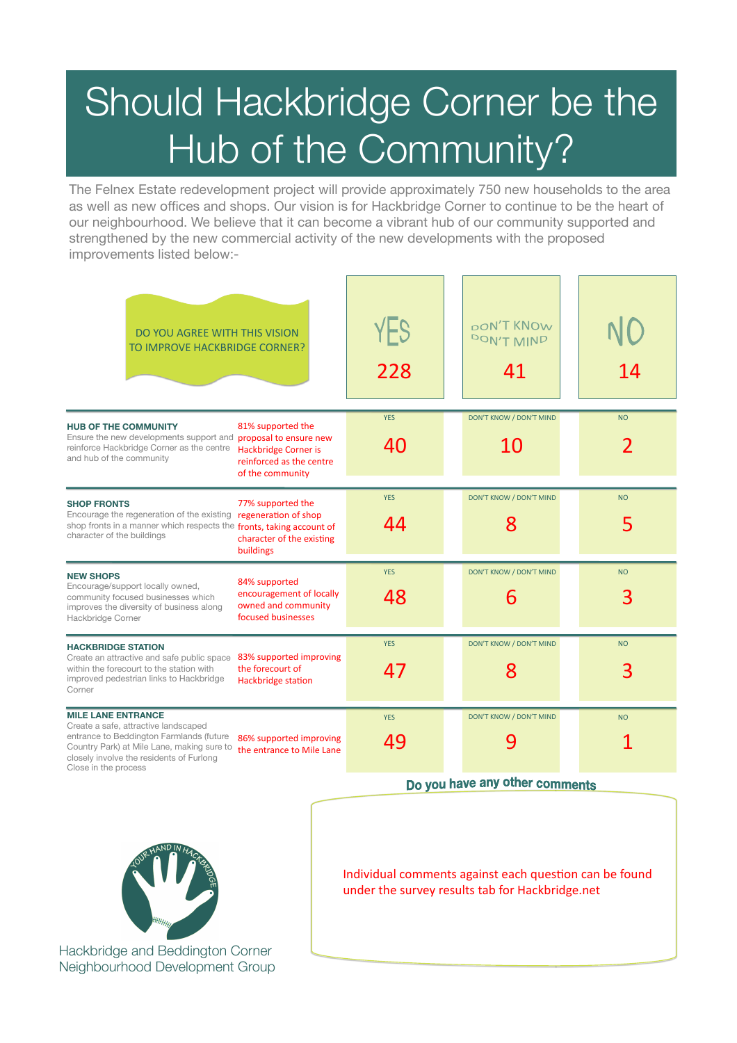# Should Hackbridge Corner be the Hub of the Community?

The Felnex Estate redevelopment project will provide approximately 750 new households to the area as well as new offices and shops. Our vision is for Hackbridge Corner to continue to be the heart of our neighbourhood. We believe that it can become a vibrant hub of our community supported and strengthened by the new commercial activity of the new developments with the proposed improvements listed below:-

| DO YOU AGREE WITH THIS VISION TO IMPROVE HACKBRIDGE CORNER? | YES | DON'T KNOW DON'T MIND | NO |
|---|---|---|---|
| | 228 | 41 | 14 |

| Proposal | Result | YES | DON'T KNOW / DON'T MIND | NO |
|---|---|---|---|---|
| **HUB OF THE COMMUNITY** Ensure the new developments support and reinforce Hackbridge Corner as the centre and hub of the community | 81% supported the proposal to ensure new Hackbridge Corner is reinforced as the centre of the community | 40 | 10 | 2 |
| **SHOP FRONTS** Encourage the regeneration of the existing shop fronts in a manner which respects the character of the buildings | 77% supported the regeneration of shop fronts, taking account of character of the existing buildings | 44 | 8 | 5 |
| **NEW SHOPS** Encourage/support locally owned, community focused businesses which improves the diversity of business along Hackbridge Corner | 84% supported encouragement of locally owned and community focused businesses | 48 | 6 | 3 |
| **HACKBRIDGE STATION** Create an attractive and safe public space within the forecourt to the station with improved pedestrian links to Hackbridge Corner | 83% supported improving the forecourt of Hackbridge station | 47 | 8 | 3 |
| **MILE LANE ENTRANCE** Create a safe, attractive landscaped entrance to Beddington Farmlands (future Country Park) at Mile Lane, making sure to closely involve the residents of Furlong Close in the process | 86% supported improving the entrance to Mile Lane | 49 | 9 | 1 |

**Do you have any other comments**

Individual comments against each question can be found under the survey results tab for Hackbridge.net

YOUR HAND IN HACKBRIDGE

Hackbridge and Beddington Corner Neighbourhood Development Group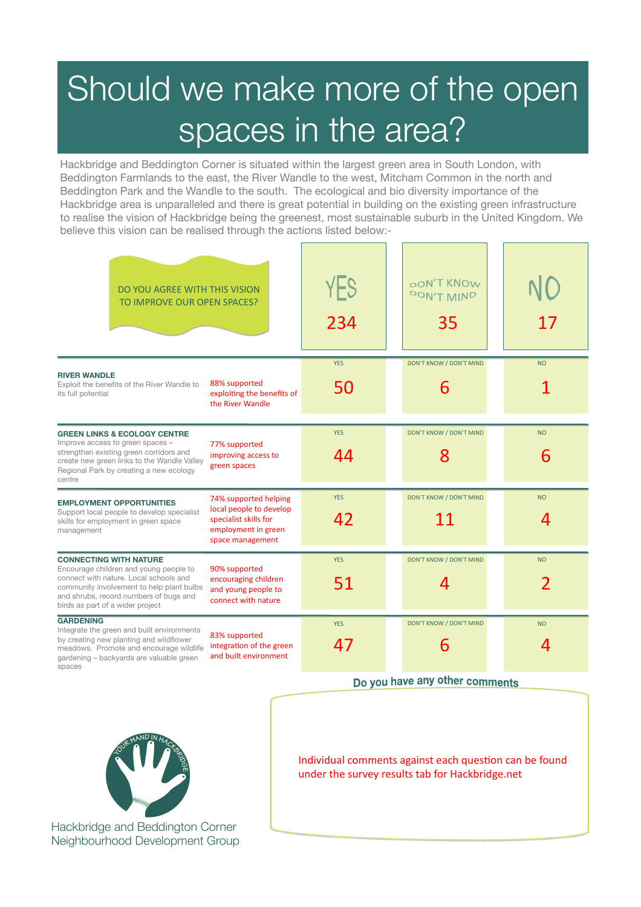# Should we make more of the open spaces in the area?

Hackbridge and Beddington Corner is situated within the largest green area in South London, with Beddington Farmlands to the east, the River Wandle to the west, Mitcham Common in the north and Beddington Park and the Wandle to the south. The ecological and bio diversity importance of the Hackbridge area is unparalleled and there is great potential in building on the existing green infrastructure to realise the vision of Hackbridge being the greenest, most sustainable suburb in the United Kingdom. We believe this vision can be realised through the actions listed below:-

| DO YOU AGREE WITH THIS VISION TO IMPROVE OUR OPEN SPACES? | | YES | DON'T KNOW / DON'T MIND | NO |
|---|---|---|---|---|
| | | 234 | 35 | 17 |
| **RIVER WANDLE**<br>Exploit the benefits of the River Wandle to its full potential | 88% supported exploiting the benefits of the River Wandle | 50 | 6 | 1 |
| **GREEN LINKS & ECOLOGY CENTRE**<br>Improve access to green spaces – strengthen existing green corridors and create new green links to the Wandle Valley Regional Park by creating a new ecology centre | 77% supported improving access to green spaces | 44 | 8 | 6 |
| **EMPLOYMENT OPPORTUNITIES**<br>Support local people to develop specialist skills for employment in green space management | 74% supported helping local people to develop specialist skills for employment in green space management | 42 | 11 | 4 |
| **CONNECTING WITH NATURE**<br>Encourage children and young people to connect with nature. Local schools and community involvement to help plant bulbs and shrubs, record numbers of bugs and birds as part of a wider project | 90% supported encouraging children and young people to connect with nature | 51 | 4 | 2 |
| **GARDENING**<br>Integrate the green and built environments by creating new planting and wildflower meadows. Promote and encourage wildlife gardening – backyards are valuable green spaces | 83% supported integration of the green and built environment | 47 | 6 | 4 |

**Do you have any other comments**

Individual comments against each question can be found under the survey results tab for Hackbridge.net

YOUR HAND IN HACKBRIDGE

Hackbridge and Beddington Corner Neighbourhood Development Group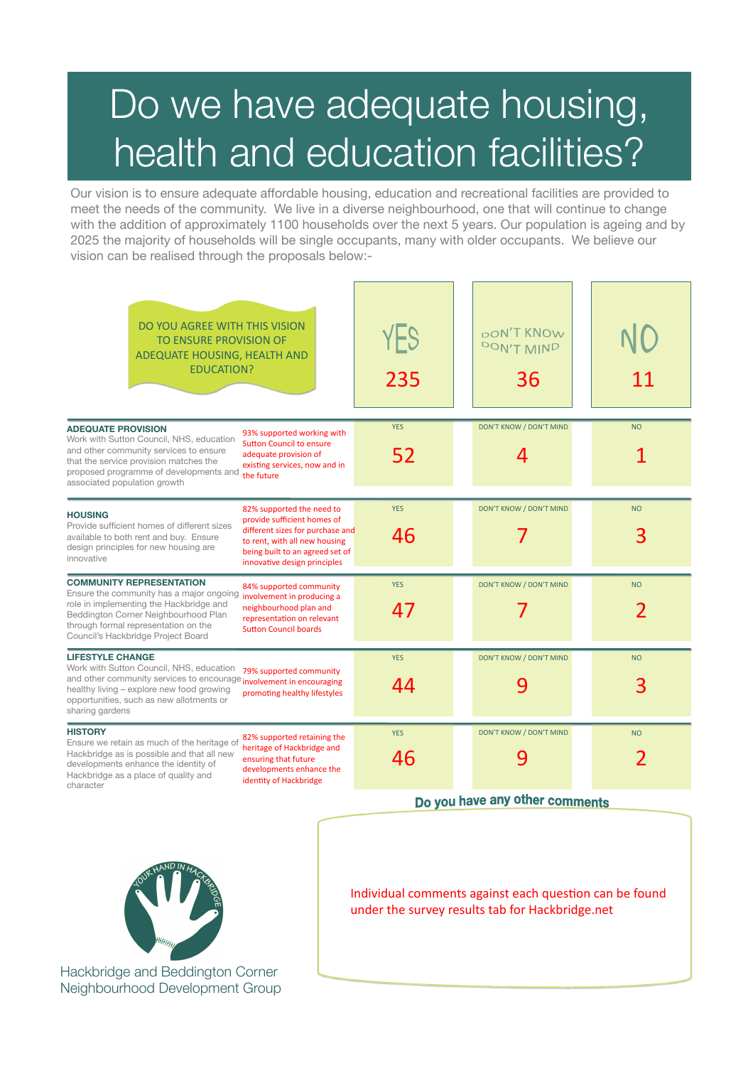# Do we have adequate housing, health and education facilities?

Our vision is to ensure adequate affordable housing, education and recreational facilities are provided to meet the needs of the community. We live in a diverse neighbourhood, one that will continue to change with the addition of approximately 1100 households over the next 5 years. Our population is ageing and by 2025 the majority of households will be single occupants, many with older occupants. We believe our vision can be realised through the proposals below:-

| DO YOU AGREE WITH THIS VISION TO ENSURE PROVISION OF ADEQUATE HOUSING, HEALTH AND EDUCATION? | | YES | DON'T KNOW DON'T MIND | NO |
|---|---|---|---|---|
| | | 235 | 36 | 11 |
| **ADEQUATE PROVISION** Work with Sutton Council, NHS, education and other community services to ensure that the service provision matches the proposed programme of developments and associated population growth | 93% supported working with Sutton Council to ensure adequate provision of existing services, now and in the future | 52 | 4 | 1 |
| **HOUSING** Provide sufficient homes of different sizes available to both rent and buy. Ensure design principles for new housing are innovative | 82% supported the need to provide sufficient homes of different sizes for purchase and to rent, with all new housing being built to an agreed set of innovative design principles | 46 | 7 | 3 |
| **COMMUNITY REPRESENTATION** Ensure the community has a major ongoing role in implementing the Hackbridge and Beddington Corner Neighbourhood Plan through formal representation on the Council's Hackbridge Project Board | 84% supported community involvement in producing a neighbourhood plan and representation on relevant Sutton Council boards | 47 | 7 | 2 |
| **LIFESTYLE CHANGE** Work with Sutton Council, NHS, education and other community services to encourage healthy living – explore new food growing opportunities, such as new allotments or sharing gardens | 79% supported community involvement in encouraging promoting healthy lifestyles | 44 | 9 | 3 |
| **HISTORY** Ensure we retain as much of the heritage of Hackbridge as is possible and that all new developments enhance the identity of Hackbridge as a place of quality and character | 82% supported retaining the heritage of Hackbridge and ensuring that future developments enhance the identity of Hackbridge | 46 | 9 | 2 |

## Do you have any other comments

Individual comments against each question can be found under the survey results tab for Hackbridge.net

YOUR HAND IN HACKBRIDGE

Hackbridge and Beddington Corner Neighbourhood Development Group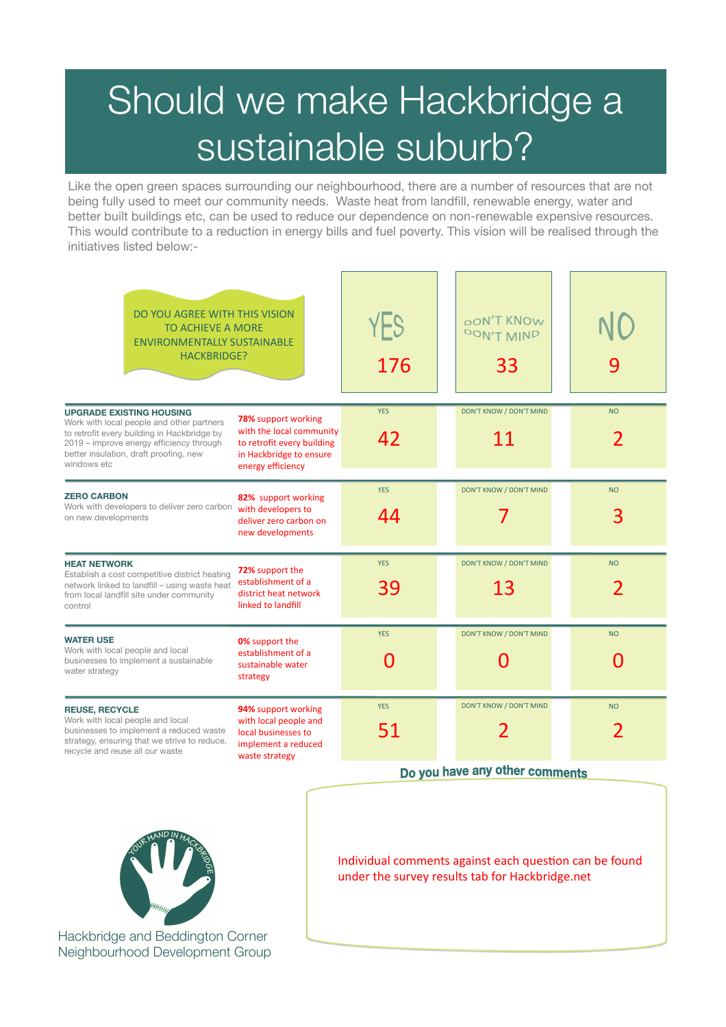# Should we make Hackbridge a sustainable suburb?

Like the open green spaces surrounding our neighbourhood, there are a number of resources that are not being fully used to meet our community needs. Waste heat from landfill, renewable energy, water and better built buildings etc, can be used to reduce our dependence on non-renewable expensive resources. This would contribute to a reduction in energy bills and fuel poverty. This vision will be realised through the initiatives listed below:-

| DO YOU AGREE WITH THIS VISION TO ACHIEVE A MORE ENVIRONMENTALLY SUSTAINABLE HACKBRIDGE? | | YES | DON'T KNOW DON'T MIND | NO |
|---|---|---|---|---|
| | | 176 | 33 | 9 |
| **UPGRADE EXISTING HOUSING** Work with local people and other partners to retrofit every building in Hackbridge by 2019 – improve energy efficiency through better insulation, draft proofing, new windows etc | **78%** support working with the local community to retrofit every building in Hackbridge to ensure energy efficiency | 42 | 11 | 2 |
| **ZERO CARBON** Work with developers to deliver zero carbon on new developments | **82%** support working with developers to deliver zero carbon on new developments | 44 | 7 | 3 |
| **HEAT NETWORK** Establish a cost competitive district heating network linked to landfill – using waste heat from local landfill site under community control | **72%** support the establishment of a district heat network linked to landfill | 39 | 13 | 2 |
| **WATER USE** Work with local people and local businesses to implement a sustainable water strategy | **0%** support the establishment of a sustainable water strategy | 0 | 0 | 0 |
| **REUSE, RECYCLE** Work with local people and local businesses to implement a reduced waste strategy, ensuring that we strive to reduce, recycle and reuse all our waste | **94%** support working with local people and local businesses to implement a reduced waste strategy | 51 | 2 | 2 |

**Do you have any other comments**

Individual comments against each question can be found under the survey results tab for Hackbridge.net

YOUR HAND IN HACKBRIDGE

Hackbridge and Beddington Corner Neighbourhood Development Group